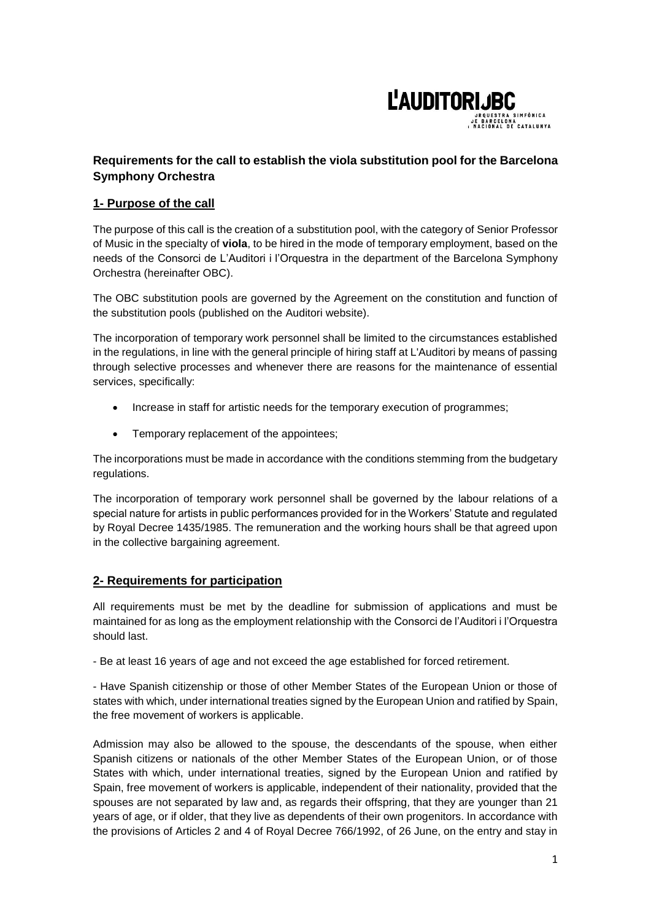## Requirements for the call to establish the viola substitution pool for the Barcelona Symphony Orchestra

### 1- Purpose of the call

The purpose of this call is the creation of a substitution pool, with the category of Senior Professor of Music in the specialty of **viola**, to be hired in the mode of temporary employment, based on the needs of the Consorci de L'Auditori i l'Orquestra in the department of the Barcelona Symphony Orchestra (hereinafter OBC).

The OBC substitution pools are governed by the Agreement on the constitution and function of the substitution pools (published on the Auditori website).

The incorporation of temporary work personnel shall be limited to the circumstances established in the regulations, in line with the general principle of hiring staff at L'Auditori by means of passing through selective processes and whenever there are reasons for the maintenance of essential services, specifically:

- Increase in staff for artistic needs for the temporary execution of programmes;
- Temporary replacement of the appointees;

The incorporations must be made in accordance with the conditions stemming from the budgetary regulations.

The incorporation of temporary work personnel shall be governed by the labour relations of a special nature for artists in public performances provided for in the Workers' Statute and regulated by Royal Decree 1435/1985. The remuneration and the working hours shall be that agreed upon in the collective bargaining agreement.

### 2- Requirements for participation

All requirements must be met by the deadline for submission of applications and must be maintained for as long as the employment relationship with the Consorci de l'Auditori i l'Orquestra should last.

- Be at least 16 years of age and not exceed the age established for forced retirement.

- Have Spanish citizenship or those of other Member States of the European Union or those of states with which, under international treaties signed by the European Union and ratified by Spain, the free movement of workers is applicable.

Admission may also be allowed to the spouse, the descendants of the spouse, when either Spanish citizens or nationals of the other Member States of the European Union, or of those States with which, under international treaties, signed by the European Union and ratified by Spain, free movement of workers is applicable, independent of their nationality, provided that the spouses are not separated by law and, as regards their offspring, that they are younger than 21 years of age, or if older, that they live as dependents of their own progenitors. In accordance with the provisions of Articles 2 and 4 of Royal Decree 766/1992, of 26 June, on the entry and stay in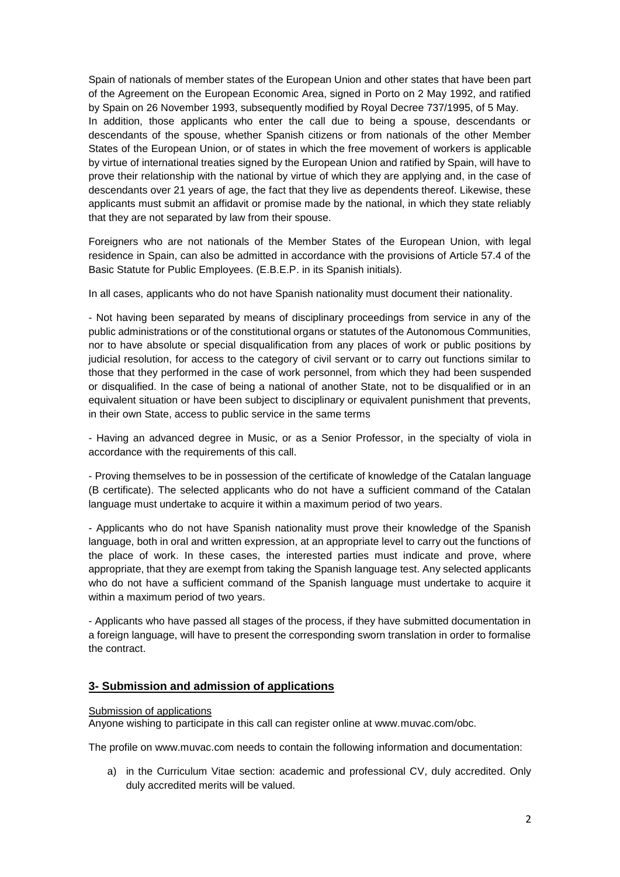Spain of nationals of member states of the European Union and other states that have been part of the Agreement on the European Economic Area, signed in Porto on 2 May 1992, and ratified by Spain on 26 November 1993, subsequently modified by Royal Decree 737/1995, of 5 May.
In addition, those applicants who enter the call due to being a spouse, descendants or descendants of the spouse, whether Spanish citizens or from nationals of the other Member States of the European Union, or of states in which the free movement of workers is applicable by virtue of international treaties signed by the European Union and ratified by Spain, will have to prove their relationship with the national by virtue of which they are applying and, in the case of descendants over 21 years of age, the fact that they live as dependents thereof. Likewise, these applicants must submit an affidavit or promise made by the national, in which they state reliably that they are not separated by law from their spouse.

Foreigners who are not nationals of the Member States of the European Union, with legal residence in Spain, can also be admitted in accordance with the provisions of Article 57.4 of the Basic Statute for Public Employees. (E.B.E.P. in its Spanish initials).

In all cases, applicants who do not have Spanish nationality must document their nationality.

- Not having been separated by means of disciplinary proceedings from service in any of the public administrations or of the constitutional organs or statutes of the Autonomous Communities, nor to have absolute or special disqualification from any places of work or public positions by judicial resolution, for access to the category of civil servant or to carry out functions similar to those that they performed in the case of work personnel, from which they had been suspended or disqualified. In the case of being a national of another State, not to be disqualified or in an equivalent situation or have been subject to disciplinary or equivalent punishment that prevents, in their own State, access to public service in the same terms

- Having an advanced degree in Music, or as a Senior Professor, in the specialty of viola in accordance with the requirements of this call.

- Proving themselves to be in possession of the certificate of knowledge of the Catalan language (B certificate). The selected applicants who do not have a sufficient command of the Catalan language must undertake to acquire it within a maximum period of two years.

- Applicants who do not have Spanish nationality must prove their knowledge of the Spanish language, both in oral and written expression, at an appropriate level to carry out the functions of the place of work. In these cases, the interested parties must indicate and prove, where appropriate, that they are exempt from taking the Spanish language test. Any selected applicants who do not have a sufficient command of the Spanish language must undertake to acquire it within a maximum period of two years.

- Applicants who have passed all stages of the process, if they have submitted documentation in a foreign language, will have to present the corresponding sworn translation in order to formalise the contract.

## 3- Submission and admission of applications

Submission of applications

Anyone wishing to participate in this call can register online at www.muvac.com/obc.

The profile on www.muvac.com needs to contain the following information and documentation:

a) in the Curriculum Vitae section: academic and professional CV, duly accredited. Only duly accredited merits will be valued.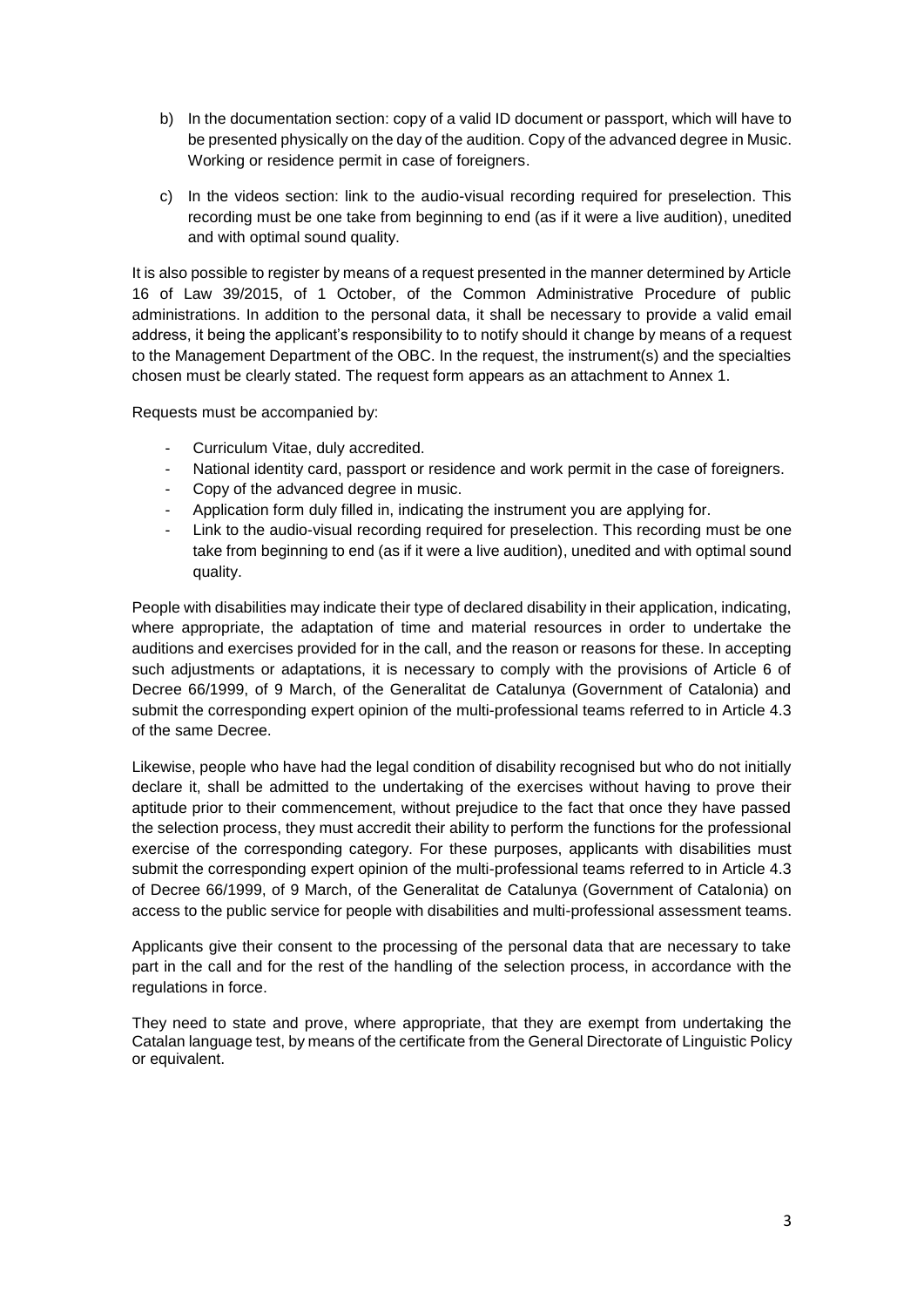b) In the documentation section: copy of a valid ID document or passport, which will have to be presented physically on the day of the audition. Copy of the advanced degree in Music. Working or residence permit in case of foreigners.

c) In the videos section: link to the audio-visual recording required for preselection. This recording must be one take from beginning to end (as if it were a live audition), unedited and with optimal sound quality.

It is also possible to register by means of a request presented in the manner determined by Article 16 of Law 39/2015, of 1 October, of the Common Administrative Procedure of public administrations. In addition to the personal data, it shall be necessary to provide a valid email address, it being the applicant's responsibility to to notify should it change by means of a request to the Management Department of the OBC. In the request, the instrument(s) and the specialties chosen must be clearly stated. The request form appears as an attachment to Annex 1.

Requests must be accompanied by:

- Curriculum Vitae, duly accredited.
- National identity card, passport or residence and work permit in the case of foreigners.
- Copy of the advanced degree in music.
- Application form duly filled in, indicating the instrument you are applying for.
- Link to the audio-visual recording required for preselection. This recording must be one take from beginning to end (as if it were a live audition), unedited and with optimal sound quality.

People with disabilities may indicate their type of declared disability in their application, indicating, where appropriate, the adaptation of time and material resources in order to undertake the auditions and exercises provided for in the call, and the reason or reasons for these. In accepting such adjustments or adaptations, it is necessary to comply with the provisions of Article 6 of Decree 66/1999, of 9 March, of the Generalitat de Catalunya (Government of Catalonia) and submit the corresponding expert opinion of the multi-professional teams referred to in Article 4.3 of the same Decree.

Likewise, people who have had the legal condition of disability recognised but who do not initially declare it, shall be admitted to the undertaking of the exercises without having to prove their aptitude prior to their commencement, without prejudice to the fact that once they have passed the selection process, they must accredit their ability to perform the functions for the professional exercise of the corresponding category. For these purposes, applicants with disabilities must submit the corresponding expert opinion of the multi-professional teams referred to in Article 4.3 of Decree 66/1999, of 9 March, of the Generalitat de Catalunya (Government of Catalonia) on access to the public service for people with disabilities and multi-professional assessment teams.

Applicants give their consent to the processing of the personal data that are necessary to take part in the call and for the rest of the handling of the selection process, in accordance with the regulations in force.

They need to state and prove, where appropriate, that they are exempt from undertaking the Catalan language test, by means of the certificate from the General Directorate of Linguistic Policy or equivalent.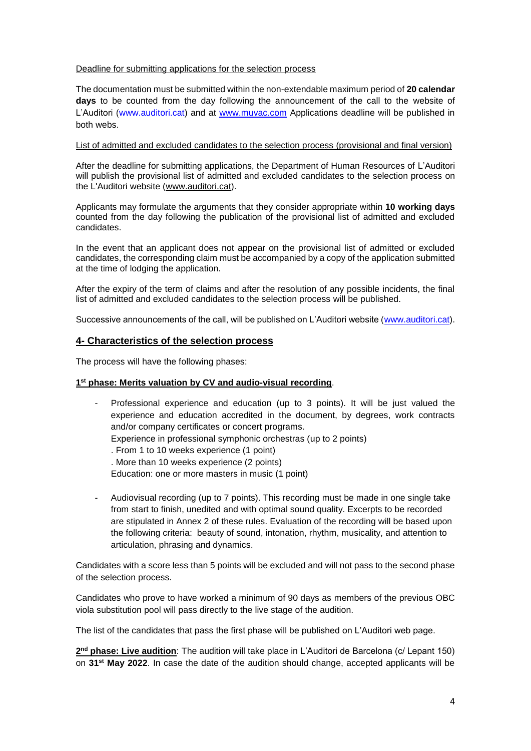Deadline for submitting applications for the selection process

The documentation must be submitted within the non-extendable maximum period of **20 calendar days** to be counted from the day following the announcement of the call to the website of L'Auditori (www.auditori.cat) and at www.muvac.com Applications deadline will be published in both webs.

List of admitted and excluded candidates to the selection process (provisional and final version)

After the deadline for submitting applications, the Department of Human Resources of L'Auditori will publish the provisional list of admitted and excluded candidates to the selection process on the L'Auditori website (www.auditori.cat).

Applicants may formulate the arguments that they consider appropriate within **10 working days** counted from the day following the publication of the provisional list of admitted and excluded candidates.

In the event that an applicant does not appear on the provisional list of admitted or excluded candidates, the corresponding claim must be accompanied by a copy of the application submitted at the time of lodging the application.

After the expiry of the term of claims and after the resolution of any possible incidents, the final list of admitted and excluded candidates to the selection process will be published.

Successive announcements of the call, will be published on L'Auditori website (www.auditori.cat).

## 4- Characteristics of the selection process

The process will have the following phases:

**1st phase: Merits valuation by CV and audio-visual recording**.

- Professional experience and education (up to 3 points). It will be just valued the experience and education accredited in the document, by degrees, work contracts and/or company certificates or concert programs.
  Experience in professional symphonic orchestras (up to 2 points)
  . From 1 to 10 weeks experience (1 point)
  . More than 10 weeks experience (2 points)
  Education: one or more masters in music (1 point)

- Audiovisual recording (up to 7 points). This recording must be made in one single take from start to finish, unedited and with optimal sound quality. Excerpts to be recorded are stipulated in Annex 2 of these rules. Evaluation of the recording will be based upon the following criteria: beauty of sound, intonation, rhythm, musicality, and attention to articulation, phrasing and dynamics.

Candidates with a score less than 5 points will be excluded and will not pass to the second phase of the selection process.

Candidates who prove to have worked a minimum of 90 days as members of the previous OBC viola substitution pool will pass directly to the live stage of the audition.

The list of the candidates that pass the first phase will be published on L'Auditori web page.

**2nd phase: Live audition**: The audition will take place in L'Auditori de Barcelona (c/ Lepant 150) on **31st May 2022**. In case the date of the audition should change, accepted applicants will be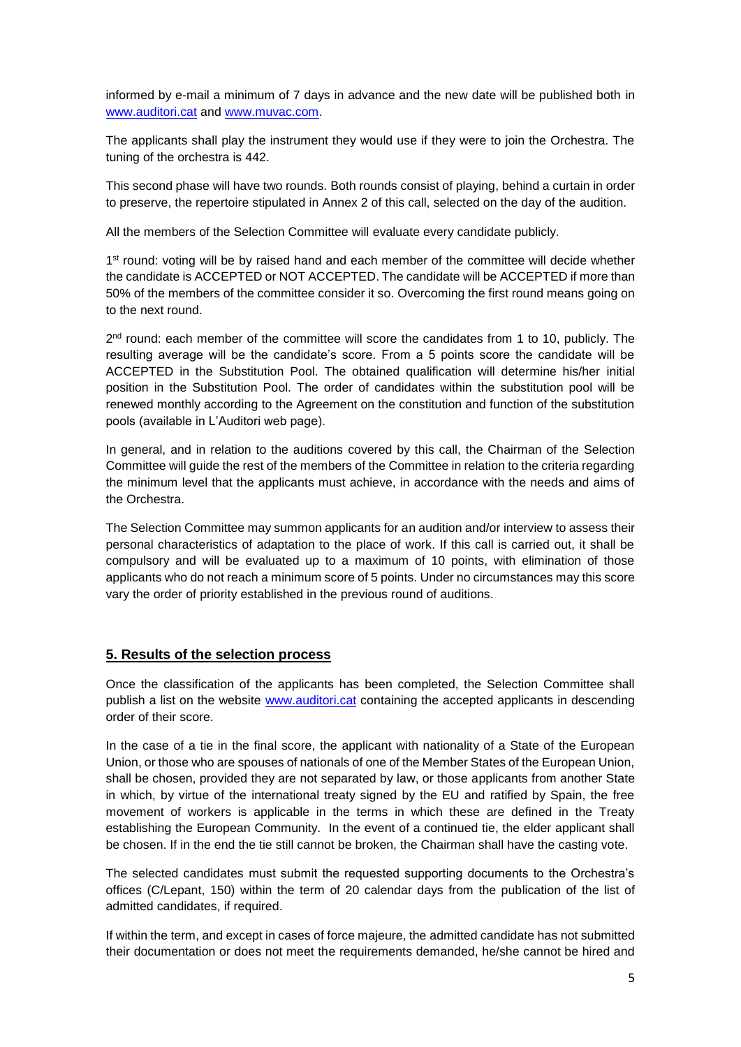informed by e-mail a minimum of 7 days in advance and the new date will be published both in www.auditori.cat and www.muvac.com.

The applicants shall play the instrument they would use if they were to join the Orchestra. The tuning of the orchestra is 442.

This second phase will have two rounds. Both rounds consist of playing, behind a curtain in order to preserve, the repertoire stipulated in Annex 2 of this call, selected on the day of the audition.

All the members of the Selection Committee will evaluate every candidate publicly.

1st round: voting will be by raised hand and each member of the committee will decide whether the candidate is ACCEPTED or NOT ACCEPTED. The candidate will be ACCEPTED if more than 50% of the members of the committee consider it so. Overcoming the first round means going on to the next round.

2nd round: each member of the committee will score the candidates from 1 to 10, publicly. The resulting average will be the candidate's score. From a 5 points score the candidate will be ACCEPTED in the Substitution Pool. The obtained qualification will determine his/her initial position in the Substitution Pool. The order of candidates within the substitution pool will be renewed monthly according to the Agreement on the constitution and function of the substitution pools (available in L'Auditori web page).

In general, and in relation to the auditions covered by this call, the Chairman of the Selection Committee will guide the rest of the members of the Committee in relation to the criteria regarding the minimum level that the applicants must achieve, in accordance with the needs and aims of the Orchestra.

The Selection Committee may summon applicants for an audition and/or interview to assess their personal characteristics of adaptation to the place of work. If this call is carried out, it shall be compulsory and will be evaluated up to a maximum of 10 points, with elimination of those applicants who do not reach a minimum score of 5 points. Under no circumstances may this score vary the order of priority established in the previous round of auditions.

## 5. Results of the selection process

Once the classification of the applicants has been completed, the Selection Committee shall publish a list on the website www.auditori.cat containing the accepted applicants in descending order of their score.

In the case of a tie in the final score, the applicant with nationality of a State of the European Union, or those who are spouses of nationals of one of the Member States of the European Union, shall be chosen, provided they are not separated by law, or those applicants from another State in which, by virtue of the international treaty signed by the EU and ratified by Spain, the free movement of workers is applicable in the terms in which these are defined in the Treaty establishing the European Community. In the event of a continued tie, the elder applicant shall be chosen. If in the end the tie still cannot be broken, the Chairman shall have the casting vote.

The selected candidates must submit the requested supporting documents to the Orchestra's offices (C/Lepant, 150) within the term of 20 calendar days from the publication of the list of admitted candidates, if required.

If within the term, and except in cases of force majeure, the admitted candidate has not submitted their documentation or does not meet the requirements demanded, he/she cannot be hired and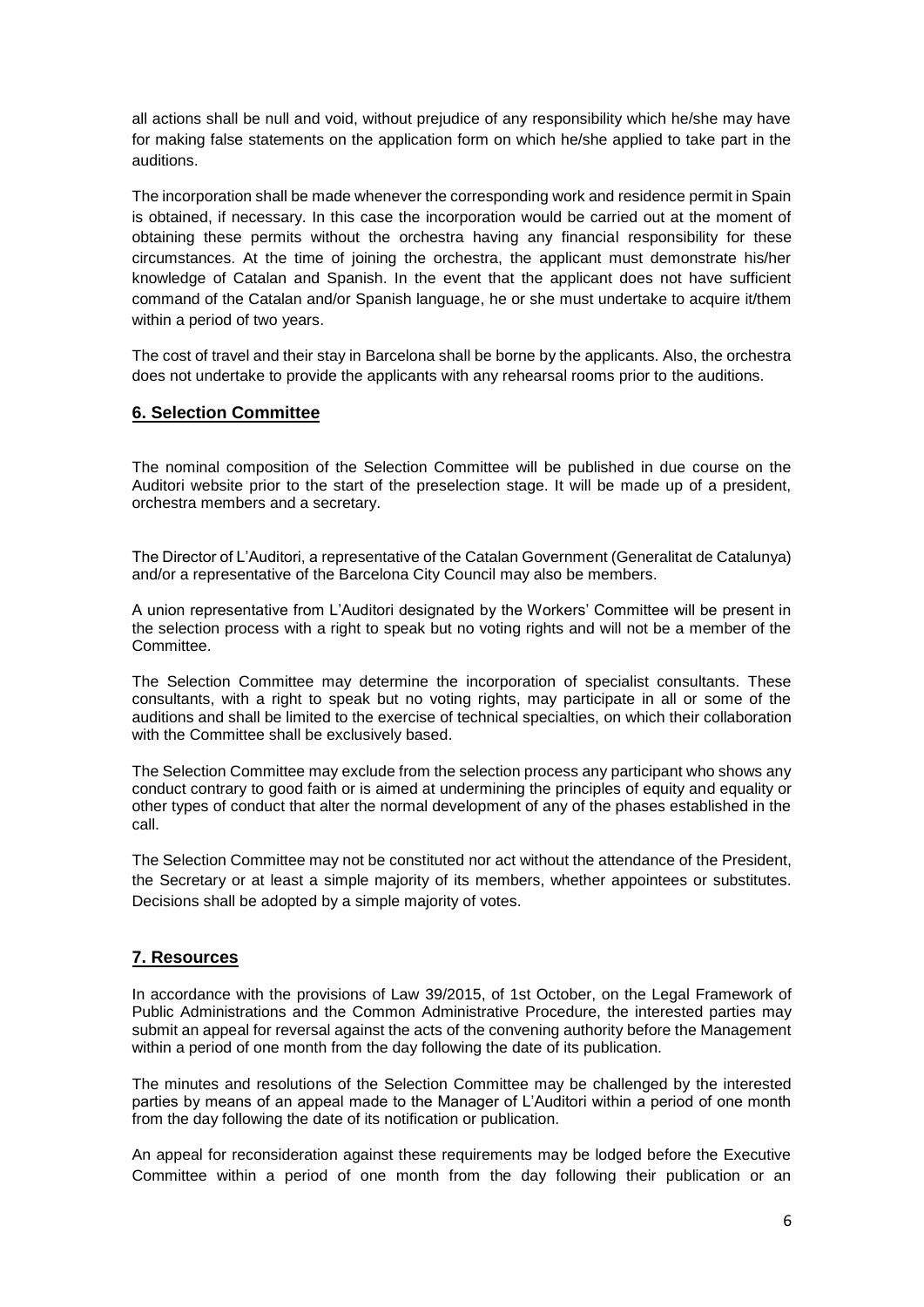all actions shall be null and void, without prejudice of any responsibility which he/she may have for making false statements on the application form on which he/she applied to take part in the auditions.

The incorporation shall be made whenever the corresponding work and residence permit in Spain is obtained, if necessary. In this case the incorporation would be carried out at the moment of obtaining these permits without the orchestra having any financial responsibility for these circumstances. At the time of joining the orchestra, the applicant must demonstrate his/her knowledge of Catalan and Spanish. In the event that the applicant does not have sufficient command of the Catalan and/or Spanish language, he or she must undertake to acquire it/them within a period of two years.

The cost of travel and their stay in Barcelona shall be borne by the applicants. Also, the orchestra does not undertake to provide the applicants with any rehearsal rooms prior to the auditions.

## 6. Selection Committee

The nominal composition of the Selection Committee will be published in due course on the Auditori website prior to the start of the preselection stage. It will be made up of a president, orchestra members and a secretary.

The Director of L'Auditori, a representative of the Catalan Government (Generalitat de Catalunya) and/or a representative of the Barcelona City Council may also be members.

A union representative from L'Auditori designated by the Workers' Committee will be present in the selection process with a right to speak but no voting rights and will not be a member of the Committee.

The Selection Committee may determine the incorporation of specialist consultants. These consultants, with a right to speak but no voting rights, may participate in all or some of the auditions and shall be limited to the exercise of technical specialties, on which their collaboration with the Committee shall be exclusively based.

The Selection Committee may exclude from the selection process any participant who shows any conduct contrary to good faith or is aimed at undermining the principles of equity and equality or other types of conduct that alter the normal development of any of the phases established in the call.

The Selection Committee may not be constituted nor act without the attendance of the President, the Secretary or at least a simple majority of its members, whether appointees or substitutes. Decisions shall be adopted by a simple majority of votes.

## 7. Resources

In accordance with the provisions of Law 39/2015, of 1st October, on the Legal Framework of Public Administrations and the Common Administrative Procedure, the interested parties may submit an appeal for reversal against the acts of the convening authority before the Management within a period of one month from the day following the date of its publication.

The minutes and resolutions of the Selection Committee may be challenged by the interested parties by means of an appeal made to the Manager of L'Auditori within a period of one month from the day following the date of its notification or publication.

An appeal for reconsideration against these requirements may be lodged before the Executive Committee within a period of one month from the day following their publication or an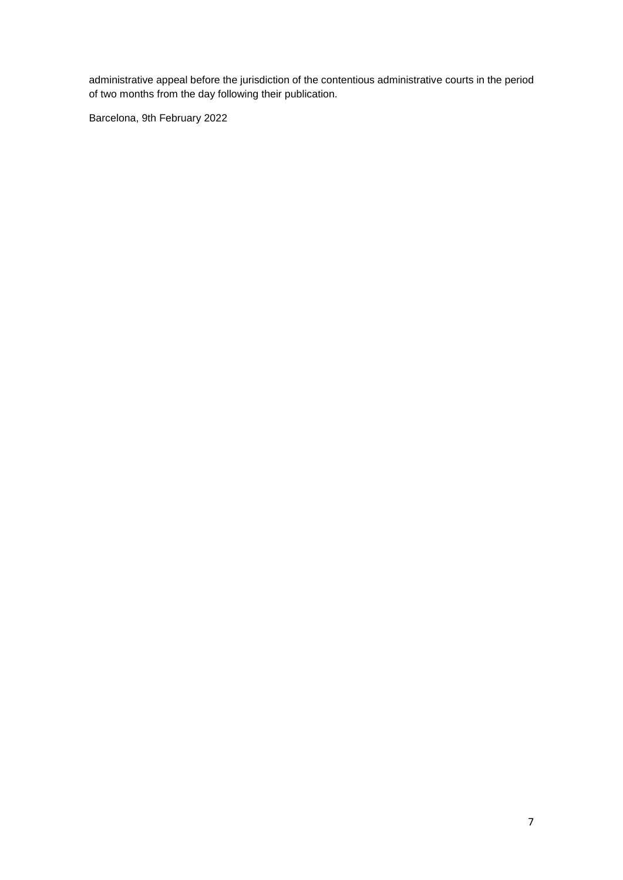administrative appeal before the jurisdiction of the contentious administrative courts in the period of two months from the day following their publication.

Barcelona, 9th February 2022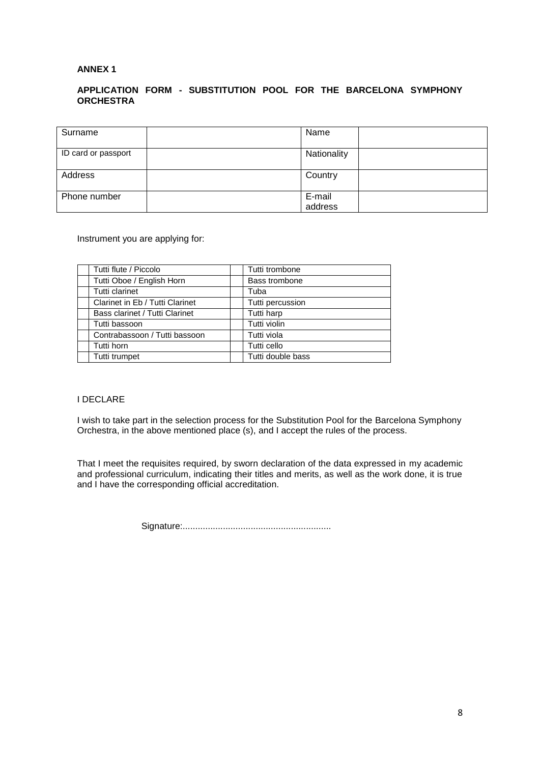**ANNEX 1**

**APPLICATION FORM - SUBSTITUTION POOL FOR THE BARCELONA SYMPHONY ORCHESTRA**

| Surname | | Name | |
|---|---|---|---|
| ID card or passport | | Nationality | |
| Address | | Country | |
| Phone number | | E-mail address | |

Instrument you are applying for:

| | | | |
|---|---|---|---|
| | Tutti flute / Piccolo | | Tutti trombone |
| | Tutti Oboe / English Horn | | Bass trombone |
| | Tutti clarinet | | Tuba |
| | Clarinet in Eb / Tutti Clarinet | | Tutti percussion |
| | Bass clarinet / Tutti Clarinet | | Tutti harp |
| | Tutti bassoon | | Tutti violin |
| | Contrabassoon / Tutti bassoon | | Tutti viola |
| | Tutti horn | | Tutti cello |
| | Tutti trumpet | | Tutti double bass |

I DECLARE

I wish to take part in the selection process for the Substitution Pool for the Barcelona Symphony Orchestra, in the above mentioned place (s), and I accept the rules of the process.

That I meet the requisites required, by sworn declaration of the data expressed in my academic and professional curriculum, indicating their titles and merits, as well as the work done, it is true and I have the corresponding official accreditation.

Signature:..........................................................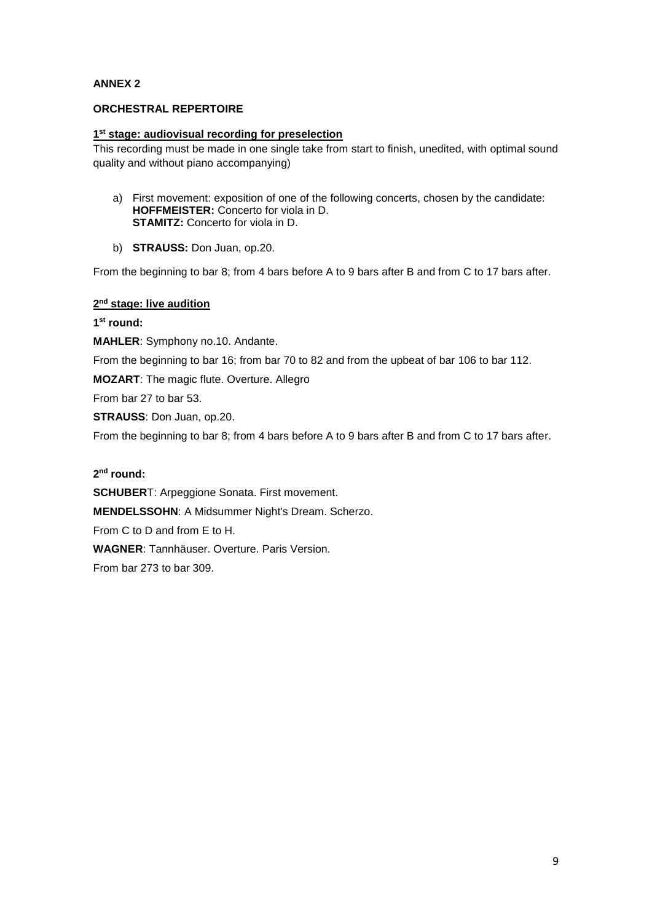**ANNEX 2**

**ORCHESTRAL REPERTOIRE**

**1st stage: audiovisual recording for preselection**

This recording must be made in one single take from start to finish, unedited, with optimal sound quality and without piano accompanying)

a) First movement: exposition of one of the following concerts, chosen by the candidate:
   **HOFFMEISTER:** Concerto for viola in D.
   **STAMITZ:** Concerto for viola in D.

b) **STRAUSS:** Don Juan, op.20.

From the beginning to bar 8; from 4 bars before A to 9 bars after B and from C to 17 bars after.

**2nd stage: live audition**

**1st round:**

**MAHLER**: Symphony no.10. Andante.

From the beginning to bar 16; from bar 70 to 82 and from the upbeat of bar 106 to bar 112.

**MOZART**: The magic flute. Overture. Allegro

From bar 27 to bar 53.

**STRAUSS**: Don Juan, op.20.

From the beginning to bar 8; from 4 bars before A to 9 bars after B and from C to 17 bars after.

**2nd round:**

**SCHUBER**T: Arpeggione Sonata. First movement.

**MENDELSSOHN**: A Midsummer Night's Dream. Scherzo.

From C to D and from E to H.

**WAGNER**: Tannhäuser. Overture. Paris Version.

From bar 273 to bar 309.